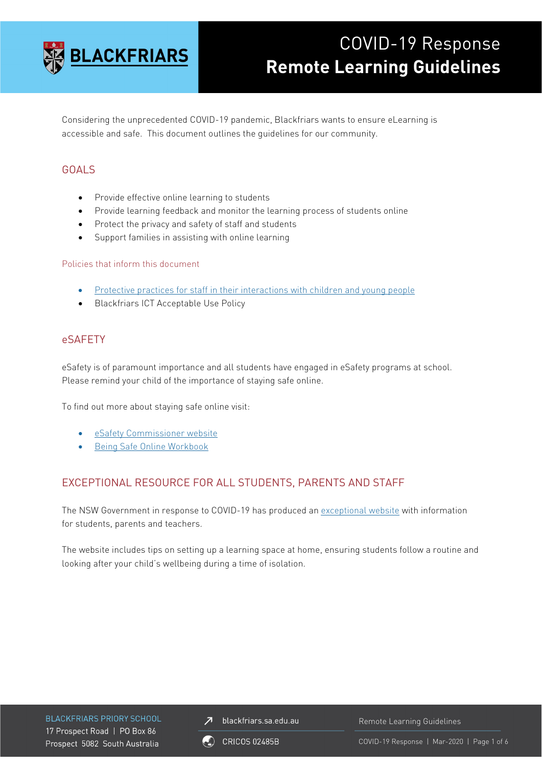# COVID-19 Response
# Remote Learning Guidelines

Considering the unprecedented COVID-19 pandemic, Blackfriars wants to ensure eLearning is accessible and safe. This document outlines the guidelines for our community.

## GOALS

- Provide effective online learning to students
- Provide learning feedback and monitor the learning process of students online
- Protect the privacy and safety of staff and students
- Support families in assisting with online learning

### Policies that inform this document

- Protective practices for staff in their interactions with children and young people
- Blackfriars ICT Acceptable Use Policy

## eSAFETY

eSafety is of paramount importance and all students have engaged in eSafety programs at school. Please remind your child of the importance of staying safe online.

To find out more about staying safe online visit:

- eSafety Commissioner website
- Being Safe Online Workbook

## EXCEPTIONAL RESOURCE FOR ALL STUDENTS, PARENTS AND STAFF

The NSW Government in response to COVID-19 has produced an exceptional website with information for students, parents and teachers.

The website includes tips on setting up a learning space at home, ensuring students follow a routine and looking after your child's wellbeing during a time of isolation.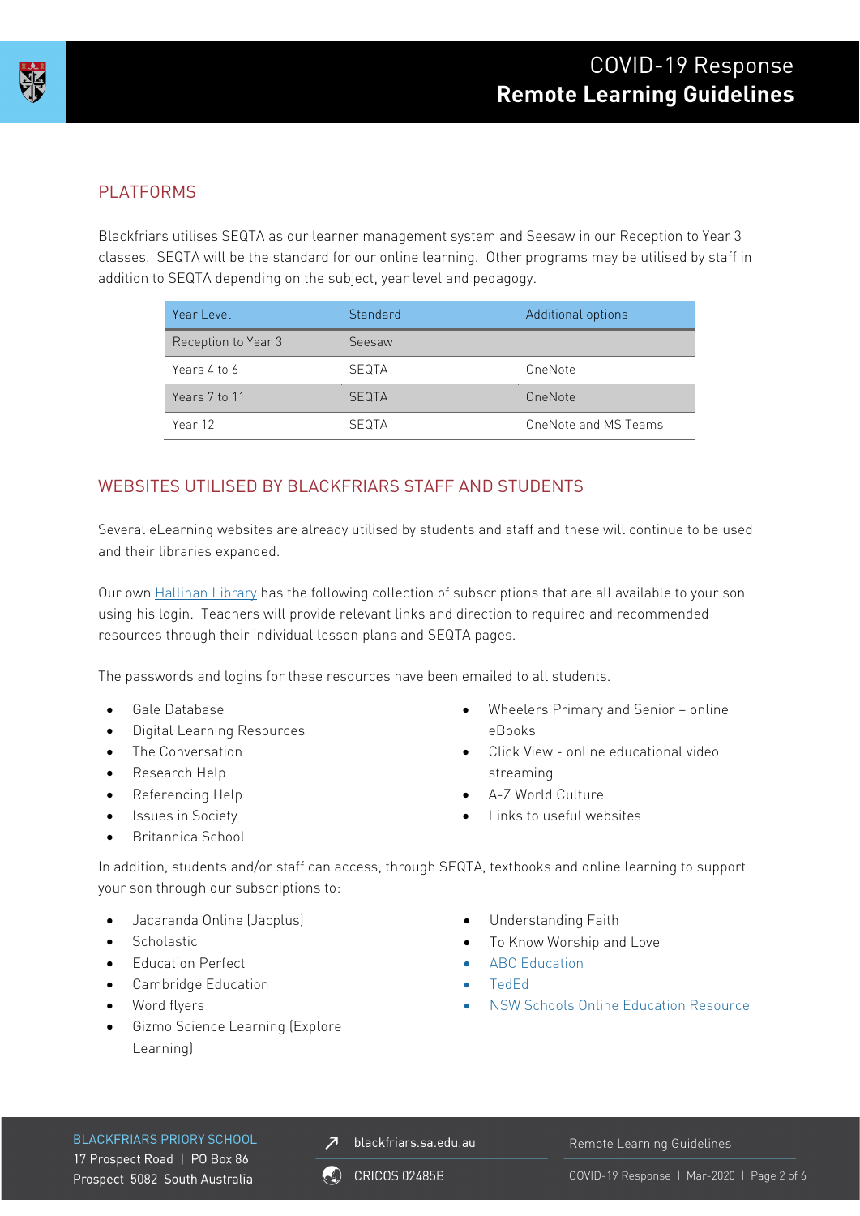## PLATFORMS

Blackfriars utilises SEQTA as our learner management system and Seesaw in our Reception to Year 3 classes. SEQTA will be the standard for our online learning. Other programs may be utilised by staff in addition to SEQTA depending on the subject, year level and pedagogy.

| Year Level | Standard | Additional options |
| --- | --- | --- |
| Reception to Year 3 | Seesaw | |
| Years 4 to 6 | SEQTA | OneNote |
| Years 7 to 11 | SEQTA | OneNote |
| Year 12 | SEQTA | OneNote and MS Teams |

## WEBSITES UTILISED BY BLACKFRIARS STAFF AND STUDENTS

Several eLearning websites are already utilised by students and staff and these will continue to be used and their libraries expanded.

Our own Hallinan Library has the following collection of subscriptions that are all available to your son using his login. Teachers will provide relevant links and direction to required and recommended resources through their individual lesson plans and SEQTA pages.

The passwords and logins for these resources have been emailed to all students.

- Gale Database
- Digital Learning Resources
- The Conversation
- Research Help
- Referencing Help
- Issues in Society
- Britannica School
- Wheelers Primary and Senior – online eBooks
- Click View - online educational video streaming
- A-Z World Culture
- Links to useful websites

In addition, students and/or staff can access, through SEQTA, textbooks and online learning to support your son through our subscriptions to:

- Jacaranda Online (Jacplus)
- Scholastic
- Education Perfect
- Cambridge Education
- Word flyers
- Gizmo Science Learning (Explore Learning)
- Understanding Faith
- To Know Worship and Love
- ABC Education
- TedEd
- NSW Schools Online Education Resource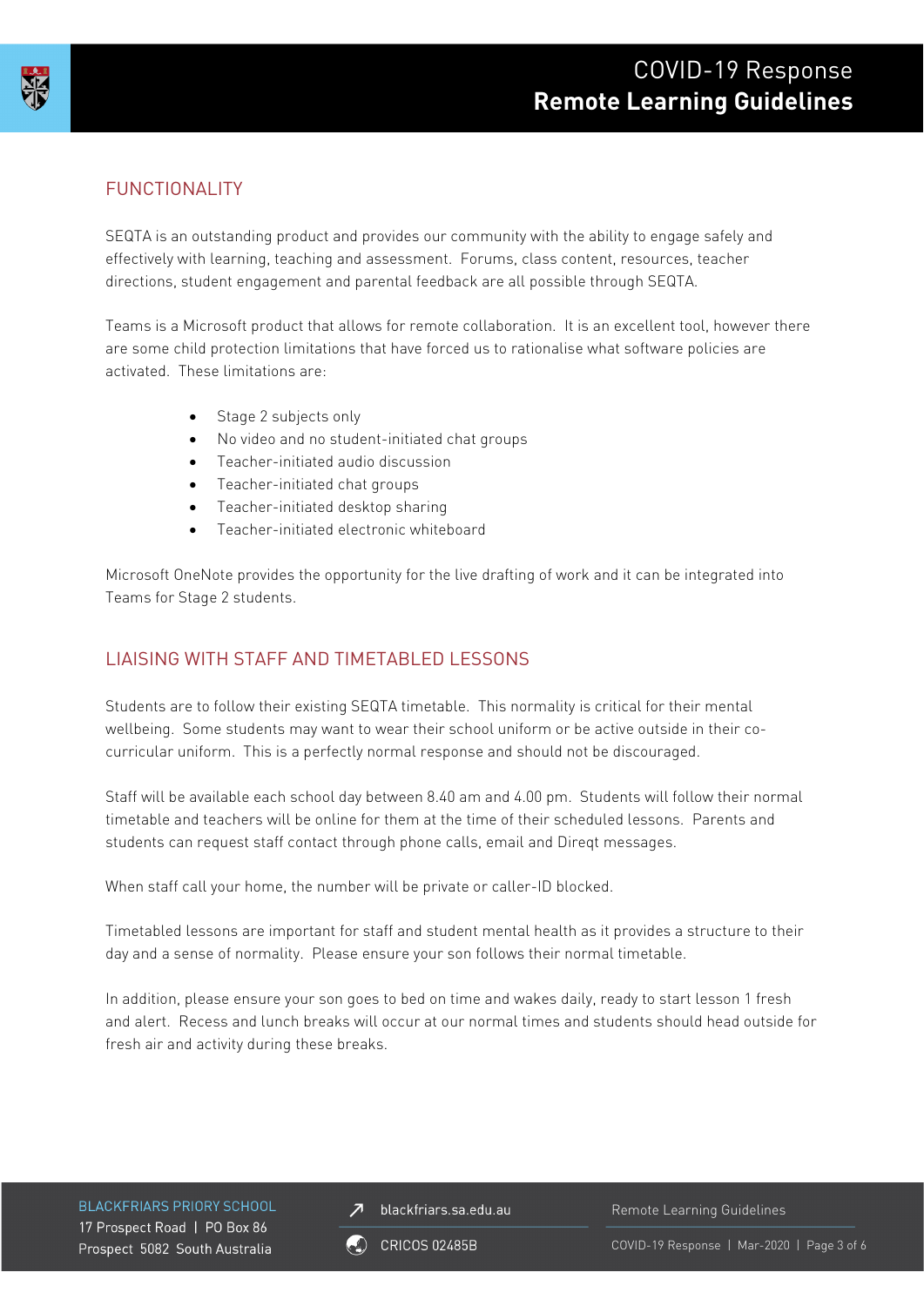## FUNCTIONALITY

SEQTA is an outstanding product and provides our community with the ability to engage safely and effectively with learning, teaching and assessment. Forums, class content, resources, teacher directions, student engagement and parental feedback are all possible through SEQTA.

Teams is a Microsoft product that allows for remote collaboration. It is an excellent tool, however there are some child protection limitations that have forced us to rationalise what software policies are activated. These limitations are:

- Stage 2 subjects only
- No video and no student-initiated chat groups
- Teacher-initiated audio discussion
- Teacher-initiated chat groups
- Teacher-initiated desktop sharing
- Teacher-initiated electronic whiteboard

Microsoft OneNote provides the opportunity for the live drafting of work and it can be integrated into Teams for Stage 2 students.

## LIAISING WITH STAFF AND TIMETABLED LESSONS

Students are to follow their existing SEQTA timetable. This normality is critical for their mental wellbeing. Some students may want to wear their school uniform or be active outside in their co-curricular uniform. This is a perfectly normal response and should not be discouraged.

Staff will be available each school day between 8.40 am and 4.00 pm. Students will follow their normal timetable and teachers will be online for them at the time of their scheduled lessons. Parents and students can request staff contact through phone calls, email and Direqt messages.

When staff call your home, the number will be private or caller-ID blocked.

Timetabled lessons are important for staff and student mental health as it provides a structure to their day and a sense of normality. Please ensure your son follows their normal timetable.

In addition, please ensure your son goes to bed on time and wakes daily, ready to start lesson 1 fresh and alert. Recess and lunch breaks will occur at our normal times and students should head outside for fresh air and activity during these breaks.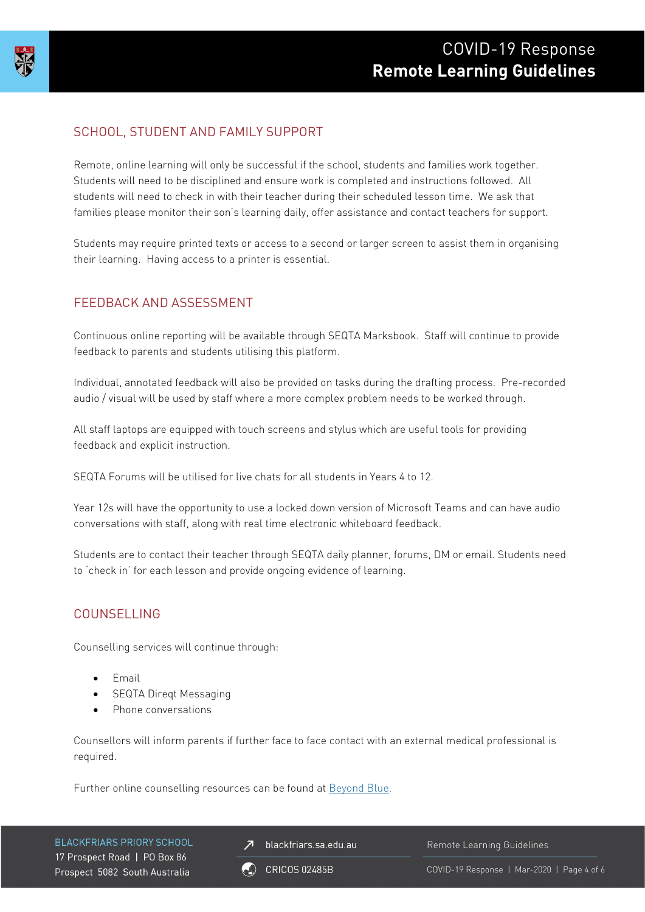## SCHOOL, STUDENT AND FAMILY SUPPORT

Remote, online learning will only be successful if the school, students and families work together. Students will need to be disciplined and ensure work is completed and instructions followed. All students will need to check in with their teacher during their scheduled lesson time. We ask that families please monitor their son's learning daily, offer assistance and contact teachers for support.

Students may require printed texts or access to a second or larger screen to assist them in organising their learning. Having access to a printer is essential.

## FEEDBACK AND ASSESSMENT

Continuous online reporting will be available through SEQTA Marksbook. Staff will continue to provide feedback to parents and students utilising this platform.

Individual, annotated feedback will also be provided on tasks during the drafting process. Pre-recorded audio / visual will be used by staff where a more complex problem needs to be worked through.

All staff laptops are equipped with touch screens and stylus which are useful tools for providing feedback and explicit instruction.

SEQTA Forums will be utilised for live chats for all students in Years 4 to 12.

Year 12s will have the opportunity to use a locked down version of Microsoft Teams and can have audio conversations with staff, along with real time electronic whiteboard feedback.

Students are to contact their teacher through SEQTA daily planner, forums, DM or email. Students need to 'check in' for each lesson and provide ongoing evidence of learning.

## COUNSELLING

Counselling services will continue through:

- Email
- SEQTA Direqt Messaging
- Phone conversations

Counsellors will inform parents if further face to face contact with an external medical professional is required.

Further online counselling resources can be found at [Beyond Blue](Beyond Blue).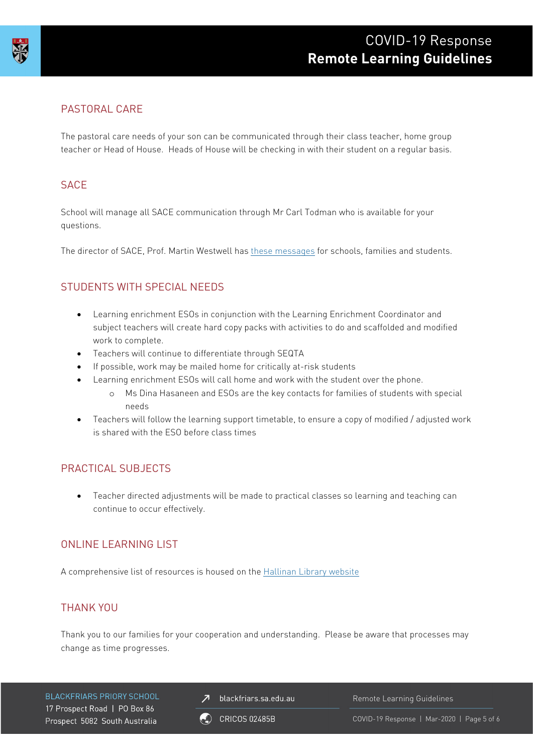## PASTORAL CARE

The pastoral care needs of your son can be communicated through their class teacher, home group teacher or Head of House. Heads of House will be checking in with their student on a regular basis.

## SACE

School will manage all SACE communication through Mr Carl Todman who is available for your questions.

The director of SACE, Prof. Martin Westwell has [these messages] for schools, families and students.

## STUDENTS WITH SPECIAL NEEDS

- Learning enrichment ESOs in conjunction with the Learning Enrichment Coordinator and subject teachers will create hard copy packs with activities to do and scaffolded and modified work to complete.
- Teachers will continue to differentiate through SEQTA
- If possible, work may be mailed home for critically at-risk students
- Learning enrichment ESOs will call home and work with the student over the phone.
  - Ms Dina Hasaneen and ESOs are the key contacts for families of students with special needs
- Teachers will follow the learning support timetable, to ensure a copy of modified / adjusted work is shared with the ESO before class times

## PRACTICAL SUBJECTS

- Teacher directed adjustments will be made to practical classes so learning and teaching can continue to occur effectively.

## ONLINE LEARNING LIST

A comprehensive list of resources is housed on the [Hallinan Library website]

## THANK YOU

Thank you to our families for your cooperation and understanding. Please be aware that processes may change as time progresses.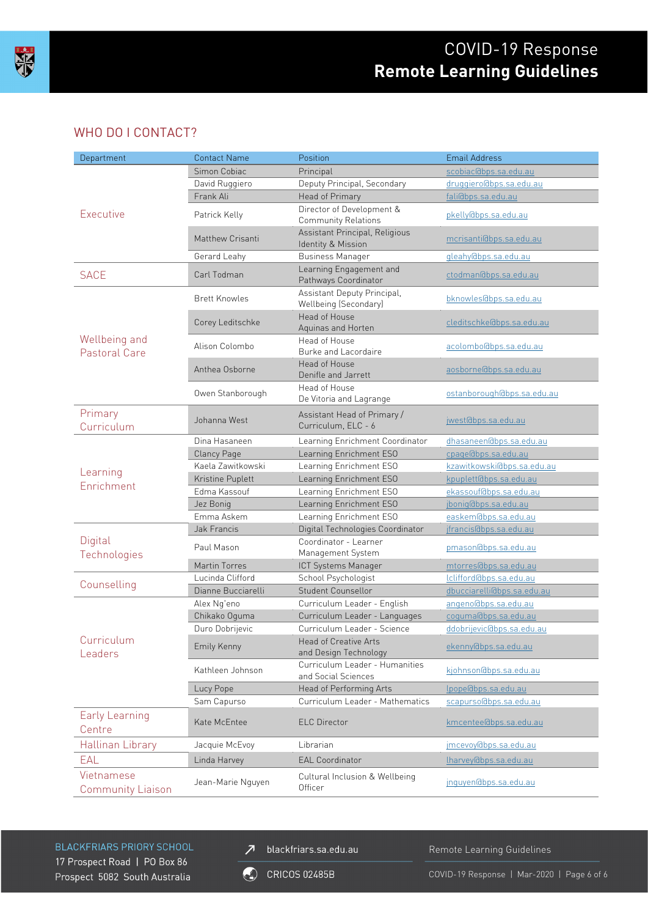# COVID-19 Response
# Remote Learning Guidelines

## WHO DO I CONTACT?

| Department | Contact Name | Position | Email Address |
|---|---|---|---|
| Executive | Simon Cobiac | Principal | scobiac@bps.sa.edu.au |
| | David Ruggiero | Deputy Principal, Secondary | druggiero@bps.sa.edu.au |
| | Frank Ali | Head of Primary | fali@bps.sa.edu.au |
| | Patrick Kelly | Director of Development & Community Relations | pkelly@bps.sa.edu.au |
| | Matthew Crisanti | Assistant Principal, Religious Identity & Mission | mcrisanti@bps.sa.edu.au |
| | Gerard Leahy | Business Manager | gleahy@bps.sa.edu.au |
| SACE | Carl Todman | Learning Engagement and Pathways Coordinator | ctodman@bps.sa.edu.au |
| Wellbeing and Pastoral Care | Brett Knowles | Assistant Deputy Principal, Wellbeing (Secondary) | bknowles@bps.sa.edu.au |
| | Corey Leditschke | Head of House Aquinas and Horten | cleditschke@bps.sa.edu.au |
| | Alison Colombo | Head of House Burke and Lacordaire | acolombo@bps.sa.edu.au |
| | Anthea Osborne | Head of House Denifle and Jarrett | aosborne@bps.sa.edu.au |
| | Owen Stanborough | Head of House De Vitoria and Lagrange | ostanborough@bps.sa.edu.au |
| Primary Curriculum | Johanna West | Assistant Head of Primary / Curriculum, ELC - 6 | jwest@bps.sa.edu.au |
| Learning Enrichment | Dina Hasaneen | Learning Enrichment Coordinator | dhasaneen@bps.sa.edu.au |
| | Clancy Page | Learning Enrichment ESO | cpage@bps.sa.edu.au |
| | Kaela Zawitkowski | Learning Enrichment ESO | kzawitkowski@bps.sa.edu.au |
| | Kristine Puplett | Learning Enrichment ESO | kpuplett@bps.sa.edu.au |
| | Edma Kassouf | Learning Enrichment ESO | ekassouf@bps.sa.edu.au |
| | Jez Bonig | Learning Enrichment ESO | jbonig@bps.sa.edu.au |
| | Emma Askem | Learning Enrichment ESO | easkem@bps.sa.edu.au |
| Digital Technologies | Jak Francis | Digital Technologies Coordinator | jfrancis@bps.sa.edu.au |
| | Paul Mason | Coordinator - Learner Management System | pmason@bps.sa.edu.au |
| | Martin Torres | ICT Systems Manager | mtorres@bps.sa.edu.au |
| Counselling | Lucinda Clifford | School Psychologist | lclifford@bps.sa.edu.au |
| | Dianne Bucciarelli | Student Counsellor | dbucciarelli@bps.sa.edu.au |
| Curriculum Leaders | Alex Ng'eno | Curriculum Leader - English | angeno@bps.sa.edu.au |
| | Chikako Oguma | Curriculum Leader - Languages | coguma@bps.sa.edu.au |
| | Duro Dobrijevic | Curriculum Leader - Science | ddobrijevic@bps.sa.edu.au |
| | Emily Kenny | Head of Creative Arts and Design Technology | ekenny@bps.sa.edu.au |
| | Kathleen Johnson | Curriculum Leader - Humanities and Social Sciences | kjohnson@bps.sa.edu.au |
| | Lucy Pope | Head of Performing Arts | lpope@bps.sa.edu.au |
| | Sam Capurso | Curriculum Leader - Mathematics | scapurso@bps.sa.edu.au |
| Early Learning Centre | Kate McEntee | ELC Director | kmcentee@bps.sa.edu.au |
| Hallinan Library | Jacquie McEvoy | Librarian | jmcevoy@bps.sa.edu.au |
| EAL | Linda Harvey | EAL Coordinator | lharvey@bps.sa.edu.au |
| Vietnamese Community Liaison | Jean-Marie Nguyen | Cultural Inclusion & Wellbeing Officer | jnguyen@bps.sa.edu.au |

BLACKFRIARS PRIORY SCHOOL
17 Prospect Road | PO Box 86
Prospect 5082 South Australia

blackfriars.sa.edu.au

CRICOS 02485B